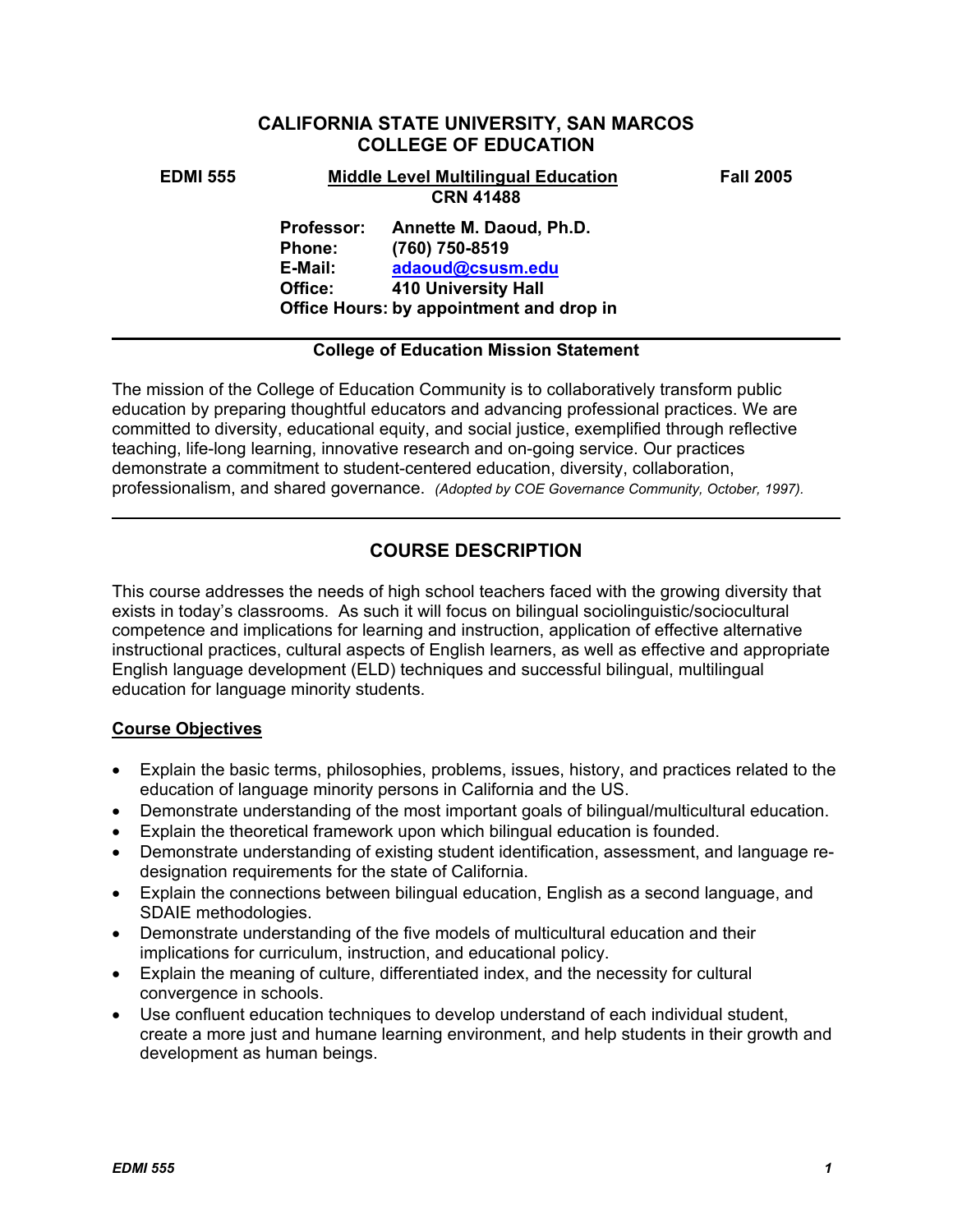# CALIFORNIA STATE UNIVERSITY, SAN MARCOS
# COLLEGE OF EDUCATION

**EDMI 555** **Middle Level Multilingual Education** **Fall 2005**
**CRN 41488**

**Professor:** Annette M. Daoud, Ph.D.
**Phone:** (760) 750-8519
**E-Mail:** adaoud@csusm.edu
**Office:** 410 University Hall
**Office Hours:** by appointment and drop in

---

**College of Education Mission Statement**

The mission of the College of Education Community is to collaboratively transform public education by preparing thoughtful educators and advancing professional practices. We are committed to diversity, educational equity, and social justice, exemplified through reflective teaching, life-long learning, innovative research and on-going service. Our practices demonstrate a commitment to student-centered education, diversity, collaboration, professionalism, and shared governance. *(Adopted by COE Governance Community, October, 1997).*

---

## COURSE DESCRIPTION

This course addresses the needs of high school teachers faced with the growing diversity that exists in today's classrooms. As such it will focus on bilingual sociolinguistic/sociocultural competence and implications for learning and instruction, application of effective alternative instructional practices, cultural aspects of English learners, as well as effective and appropriate English language development (ELD) techniques and successful bilingual, multilingual education for language minority students.

### Course Objectives

- Explain the basic terms, philosophies, problems, issues, history, and practices related to the education of language minority persons in California and the US.
- Demonstrate understanding of the most important goals of bilingual/multicultural education.
- Explain the theoretical framework upon which bilingual education is founded.
- Demonstrate understanding of existing student identification, assessment, and language re-designation requirements for the state of California.
- Explain the connections between bilingual education, English as a second language, and SDAIE methodologies.
- Demonstrate understanding of the five models of multicultural education and their implications for curriculum, instruction, and educational policy.
- Explain the meaning of culture, differentiated index, and the necessity for cultural convergence in schools.
- Use confluent education techniques to develop understand of each individual student, create a more just and humane learning environment, and help students in their growth and development as human beings.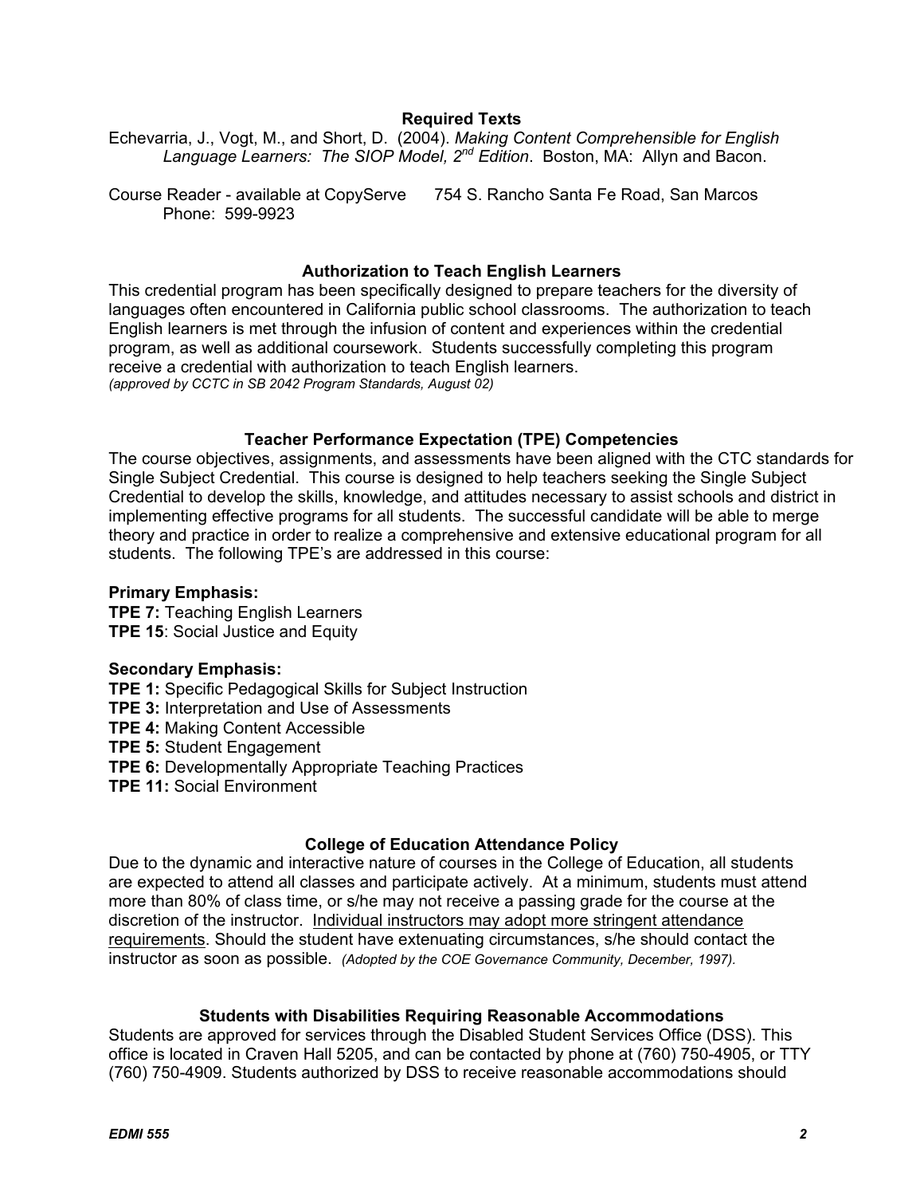### Required Texts

Echevarria, J., Vogt, M., and Short, D. (2004). *Making Content Comprehensible for English Language Learners: The SIOP Model, 2nd Edition*. Boston, MA: Allyn and Bacon.

Course Reader - available at CopyServe 754 S. Rancho Santa Fe Road, San Marcos Phone: 599-9923

### Authorization to Teach English Learners

This credential program has been specifically designed to prepare teachers for the diversity of languages often encountered in California public school classrooms. The authorization to teach English learners is met through the infusion of content and experiences within the credential program, as well as additional coursework. Students successfully completing this program receive a credential with authorization to teach English learners.
*(approved by CCTC in SB 2042 Program Standards, August 02)*

### Teacher Performance Expectation (TPE) Competencies

The course objectives, assignments, and assessments have been aligned with the CTC standards for Single Subject Credential. This course is designed to help teachers seeking the Single Subject Credential to develop the skills, knowledge, and attitudes necessary to assist schools and district in implementing effective programs for all students. The successful candidate will be able to merge theory and practice in order to realize a comprehensive and extensive educational program for all students. The following TPE's are addressed in this course:

**Primary Emphasis:**
**TPE 7:** Teaching English Learners
**TPE 15**: Social Justice and Equity

**Secondary Emphasis:**
**TPE 1:** Specific Pedagogical Skills for Subject Instruction
**TPE 3:** Interpretation and Use of Assessments
**TPE 4:** Making Content Accessible
**TPE 5:** Student Engagement
**TPE 6:** Developmentally Appropriate Teaching Practices
**TPE 11:** Social Environment

### College of Education Attendance Policy

Due to the dynamic and interactive nature of courses in the College of Education, all students are expected to attend all classes and participate actively. At a minimum, students must attend more than 80% of class time, or s/he may not receive a passing grade for the course at the discretion of the instructor. Individual instructors may adopt more stringent attendance requirements. Should the student have extenuating circumstances, s/he should contact the instructor as soon as possible. *(Adopted by the COE Governance Community, December, 1997).*

### Students with Disabilities Requiring Reasonable Accommodations

Students are approved for services through the Disabled Student Services Office (DSS). This office is located in Craven Hall 5205, and can be contacted by phone at (760) 750-4905, or TTY (760) 750-4909. Students authorized by DSS to receive reasonable accommodations should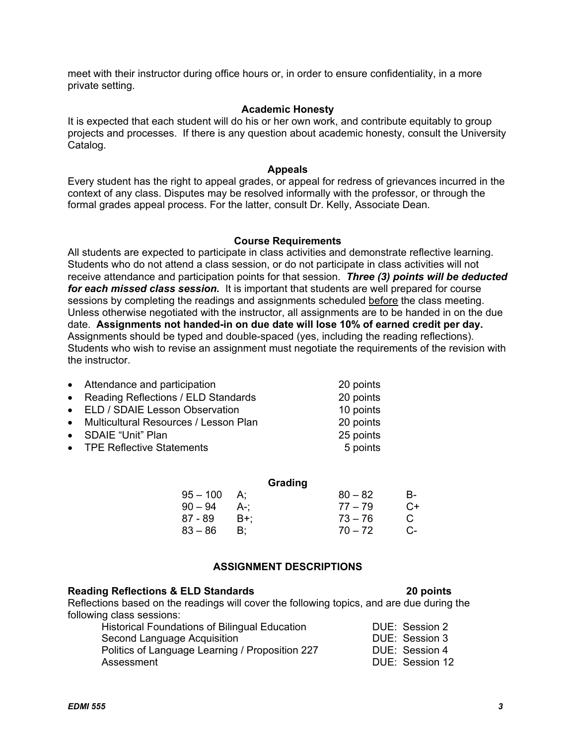meet with their instructor during office hours or, in order to ensure confidentiality, in a more private setting.

### Academic Honesty

It is expected that each student will do his or her own work, and contribute equitably to group projects and processes. If there is any question about academic honesty, consult the University Catalog.

### Appeals

Every student has the right to appeal grades, or appeal for redress of grievances incurred in the context of any class. Disputes may be resolved informally with the professor, or through the formal grades appeal process. For the latter, consult Dr. Kelly, Associate Dean.

### Course Requirements

All students are expected to participate in class activities and demonstrate reflective learning. Students who do not attend a class session, or do not participate in class activities will not receive attendance and participation points for that session. ***Three (3) points will be deducted for each missed class session.*** It is important that students are well prepared for course sessions by completing the readings and assignments scheduled before the class meeting. Unless otherwise negotiated with the instructor, all assignments are to be handed in on the due date. **Assignments not handed-in on due date will lose 10% of earned credit per day.** Assignments should be typed and double-spaced (yes, including the reading reflections). Students who wish to revise an assignment must negotiate the requirements of the revision with the instructor.

- Attendance and participation — 20 points
- Reading Reflections / ELD Standards — 20 points
- ELD / SDAIE Lesson Observation — 10 points
- Multicultural Resources / Lesson Plan — 20 points
- SDAIE "Unit" Plan — 25 points
- TPE Reflective Statements — 5 points

### Grading

| | | | |
|---|---|---|---|
| 95 – 100 | A; | 80 – 82 | B- |
| 90 – 94 | A-; | 77 – 79 | C+ |
| 87 - 89 | B+; | 73 – 76 | C |
| 83 – 86 | B; | 70 – 72 | C- |

## ASSIGNMENT DESCRIPTIONS

**Reading Reflections & ELD Standards — 20 points**

Reflections based on the readings will cover the following topics, and are due during the following class sessions:

| Topic | Due |
|---|---|
| Historical Foundations of Bilingual Education | DUE: Session 2 |
| Second Language Acquisition | DUE: Session 3 |
| Politics of Language Learning / Proposition 227 | DUE: Session 4 |
| Assessment | DUE: Session 12 |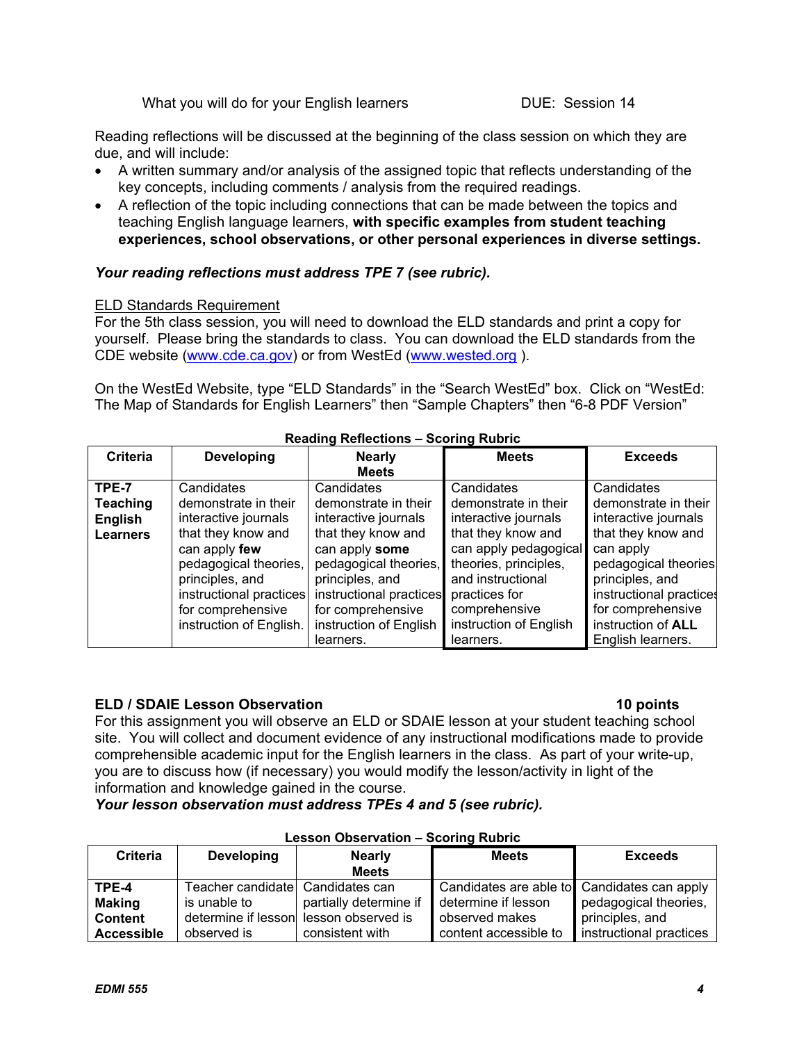What you will do for your English learners DUE: Session 14

Reading reflections will be discussed at the beginning of the class session on which they are due, and will include:

- A written summary and/or analysis of the assigned topic that reflects understanding of the key concepts, including comments / analysis from the required readings.
- A reflection of the topic including connections that can be made between the topics and teaching English language learners, **with specific examples from student teaching experiences, school observations, or other personal experiences in diverse settings.**

***Your reading reflections must address TPE 7 (see rubric).***

<u>ELD Standards Requirement</u>

For the 5th class session, you will need to download the ELD standards and print a copy for yourself. Please bring the standards to class. You can download the ELD standards from the CDE website (www.cde.ca.gov) or from WestEd (www.wested.org ).

On the WestEd Website, type "ELD Standards" in the "Search WestEd" box. Click on "WestEd: The Map of Standards for English Learners" then "Sample Chapters" then "6-8 PDF Version"

**Reading Reflections – Scoring Rubric**

| Criteria | Developing | Nearly Meets | Meets | Exceeds |
|---|---|---|---|---|
| **TPE-7 Teaching English Learners** | Candidates demonstrate in their interactive journals that they know and can apply **few** pedagogical theories, principles, and instructional practices for comprehensive instruction of English. | Candidates demonstrate in their interactive journals that they know and can apply **some** pedagogical theories, principles, and instructional practices for comprehensive instruction of English learners. | Candidates demonstrate in their interactive journals that they know and can apply pedagogical theories, principles, and instructional practices for comprehensive instruction of English learners. | Candidates demonstrate in their interactive journals that they know and can apply pedagogical theories principles, and instructional practices for comprehensive instruction of **ALL** English learners. |

**ELD / SDAIE Lesson Observation** **10 points**

For this assignment you will observe an ELD or SDAIE lesson at your student teaching school site. You will collect and document evidence of any instructional modifications made to provide comprehensible academic input for the English learners in the class. As part of your write-up, you are to discuss how (if necessary) you would modify the lesson/activity in light of the information and knowledge gained in the course.

***Your lesson observation must address TPEs 4 and 5 (see rubric).***

**Lesson Observation – Scoring Rubric**

| Criteria | Developing | Nearly Meets | Meets | Exceeds |
|---|---|---|---|---|
| **TPE-4 Making Content Accessible** | Teacher candidate is unable to determine if lesson observed is | Candidates can partially determine if lesson observed is consistent with | Candidates are able to determine if lesson observed makes content accessible to | Candidates can apply pedagogical theories, principles, and instructional practices |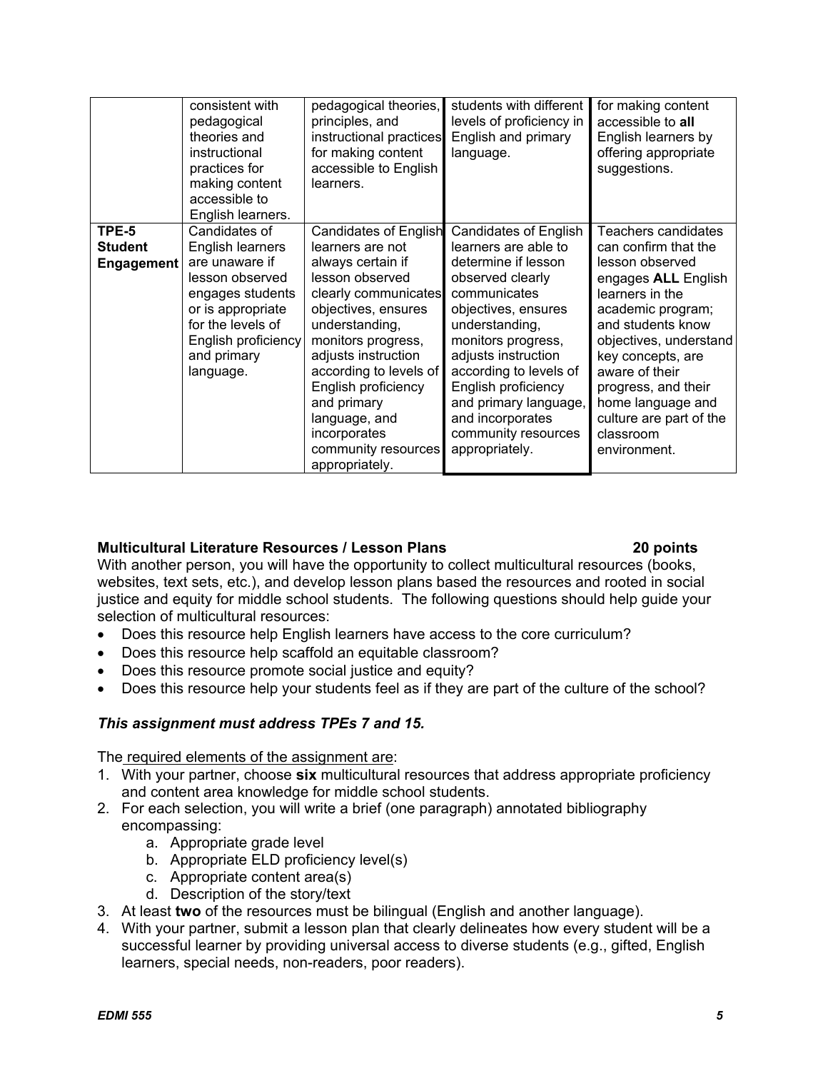| | consistent with pedagogical theories and instructional practices for making content accessible to English learners. | pedagogical theories, principles, and instructional practices for making content accessible to English learners. | students with different levels of proficiency in English and primary language. | for making content accessible to **all** English learners by offering appropriate suggestions. |
|---|---|---|---|---|
| **TPE-5 Student Engagement** | Candidates of English learners are unaware if lesson observed engages students or is appropriate for the levels of English proficiency and primary language. | Candidates of English learners are not always certain if lesson observed clearly communicates objectives, ensures understanding, monitors progress, adjusts instruction according to levels of English proficiency and primary language, and incorporates community resources appropriately. | Candidates of English learners are able to determine if lesson observed clearly communicates objectives, ensures understanding, monitors progress, adjusts instruction according to levels of English proficiency and primary language, and incorporates community resources appropriately. | Teachers candidates can confirm that the lesson observed engages **ALL** English learners in the academic program; and students know objectives, understand key concepts, are aware of their progress, and their home language and culture are part of the classroom environment. |

**Multicultural Literature Resources / Lesson Plans 20 points**

With another person, you will have the opportunity to collect multicultural resources (books, websites, text sets, etc.), and develop lesson plans based the resources and rooted in social justice and equity for middle school students. The following questions should help guide your selection of multicultural resources:

- Does this resource help English learners have access to the core curriculum?
- Does this resource help scaffold an equitable classroom?
- Does this resource promote social justice and equity?
- Does this resource help your students feel as if they are part of the culture of the school?

***This assignment must address TPEs 7 and 15.***

The required elements of the assignment are:

1. With your partner, choose **six** multicultural resources that address appropriate proficiency and content area knowledge for middle school students.
2. For each selection, you will write a brief (one paragraph) annotated bibliography encompassing:
   a. Appropriate grade level
   b. Appropriate ELD proficiency level(s)
   c. Appropriate content area(s)
   d. Description of the story/text
3. At least **two** of the resources must be bilingual (English and another language).
4. With your partner, submit a lesson plan that clearly delineates how every student will be a successful learner by providing universal access to diverse students (e.g., gifted, English learners, special needs, non-readers, poor readers).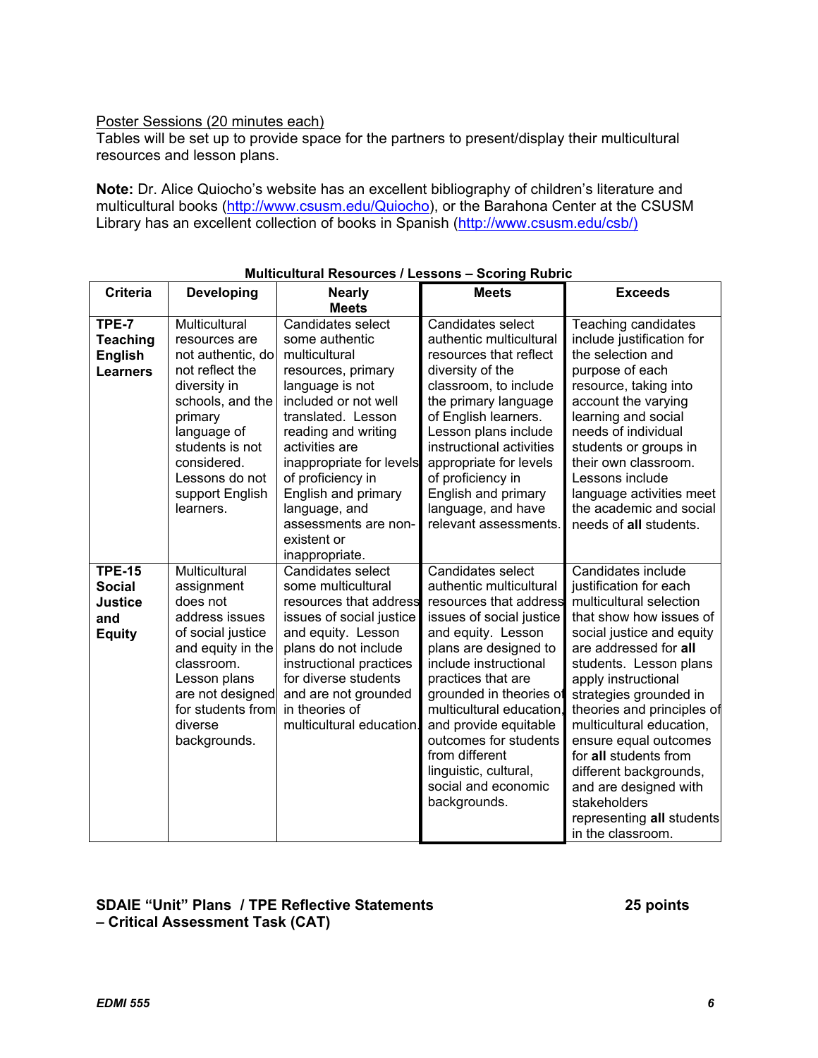Poster Sessions (20 minutes each)
Tables will be set up to provide space for the partners to present/display their multicultural resources and lesson plans.

**Note:** Dr. Alice Quiocho's website has an excellent bibliography of children's literature and multicultural books (http://www.csusm.edu/Quiocho), or the Barahona Center at the CSUSM Library has an excellent collection of books in Spanish (http://www.csusm.edu/csb/)

**Multicultural Resources / Lessons – Scoring Rubric**

| Criteria | Developing | Nearly Meets | Meets | Exceeds |
|---|---|---|---|---|
| **TPE-7 Teaching English Learners** | Multicultural resources are not authentic, do not reflect the diversity in schools, and the primary language of students is not considered. Lessons do not support English learners. | Candidates select some authentic multicultural resources, primary language is not included or not well translated. Lesson reading and writing activities are inappropriate for levels of proficiency in English and primary language, and assessments are non-existent or inappropriate. | Candidates select authentic multicultural resources that reflect diversity of the classroom, to include the primary language of English learners. Lesson plans include instructional activities appropriate for levels of proficiency in English and primary language, and have relevant assessments. | Teaching candidates include justification for the selection and purpose of each resource, taking into account the varying learning and social needs of individual students or groups in their own classroom. Lessons include language activities meet the academic and social needs of **all** students. |
| **TPE-15 Social Justice and Equity** | Multicultural assignment does not address issues of social justice and equity in the classroom. Lesson plans are not designed for students from diverse backgrounds. | Candidates select some multicultural resources that address issues of social justice and equity. Lesson plans do not include instructional practices for diverse students and are not grounded in theories of multicultural education. | Candidates select authentic multicultural resources that address issues of social justice and equity. Lesson plans are designed to include instructional practices that are grounded in theories of multicultural education, and provide equitable outcomes for students from different linguistic, cultural, social and economic backgrounds. | Candidates include justification for each multicultural selection that show how issues of social justice and equity are addressed for **all** students. Lesson plans apply instructional strategies grounded in theories and principles of multicultural education, ensure equal outcomes for **all** students from different backgrounds, and are designed with stakeholders representing **all** students in the classroom. |

**SDAIE "Unit" Plans / TPE Reflective Statements – Critical Assessment Task (CAT)** **25 points**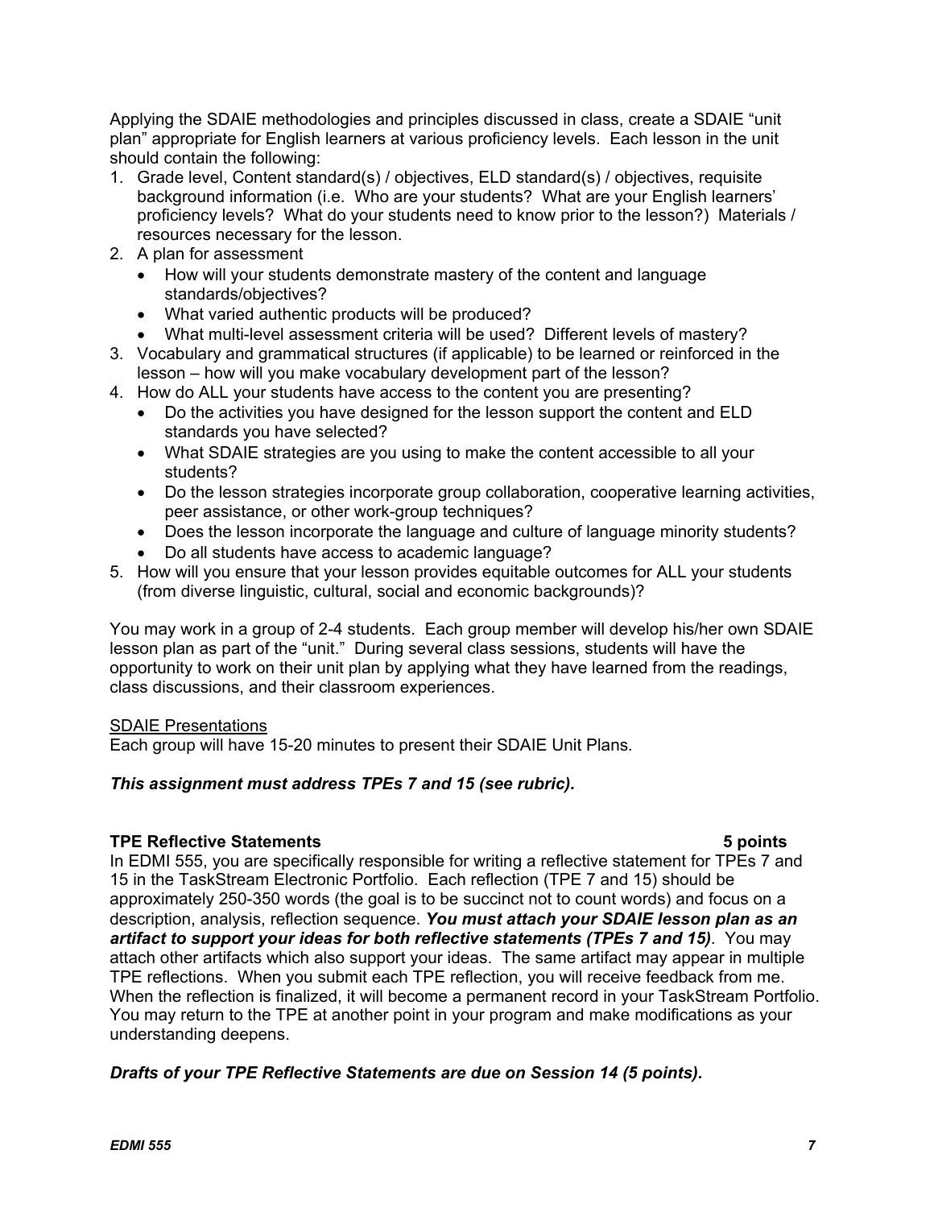Applying the SDAIE methodologies and principles discussed in class, create a SDAIE "unit plan" appropriate for English learners at various proficiency levels. Each lesson in the unit should contain the following:

1. Grade level, Content standard(s) / objectives, ELD standard(s) / objectives, requisite background information (i.e. Who are your students? What are your English learners' proficiency levels? What do your students need to know prior to the lesson?) Materials / resources necessary for the lesson.
2. A plan for assessment
   - How will your students demonstrate mastery of the content and language standards/objectives?
   - What varied authentic products will be produced?
   - What multi-level assessment criteria will be used? Different levels of mastery?
3. Vocabulary and grammatical structures (if applicable) to be learned or reinforced in the lesson – how will you make vocabulary development part of the lesson?
4. How do ALL your students have access to the content you are presenting?
   - Do the activities you have designed for the lesson support the content and ELD standards you have selected?
   - What SDAIE strategies are you using to make the content accessible to all your students?
   - Do the lesson strategies incorporate group collaboration, cooperative learning activities, peer assistance, or other work-group techniques?
   - Does the lesson incorporate the language and culture of language minority students?
   - Do all students have access to academic language?
5. How will you ensure that your lesson provides equitable outcomes for ALL your students (from diverse linguistic, cultural, social and economic backgrounds)?

You may work in a group of 2-4 students. Each group member will develop his/her own SDAIE lesson plan as part of the "unit." During several class sessions, students will have the opportunity to work on their unit plan by applying what they have learned from the readings, class discussions, and their classroom experiences.

<u>SDAIE Presentations</u>
Each group will have 15-20 minutes to present their SDAIE Unit Plans.

***This assignment must address TPEs 7 and 15 (see rubric).***

**TPE Reflective Statements** **5 points**

In EDMI 555, you are specifically responsible for writing a reflective statement for TPEs 7 and 15 in the TaskStream Electronic Portfolio. Each reflection (TPE 7 and 15) should be approximately 250-350 words (the goal is to be succinct not to count words) and focus on a description, analysis, reflection sequence. ***You must attach your SDAIE lesson plan as an artifact to support your ideas for both reflective statements (TPEs 7 and 15)***. You may attach other artifacts which also support your ideas. The same artifact may appear in multiple TPE reflections. When you submit each TPE reflection, you will receive feedback from me. When the reflection is finalized, it will become a permanent record in your TaskStream Portfolio. You may return to the TPE at another point in your program and make modifications as your understanding deepens.

***Drafts of your TPE Reflective Statements are due on Session 14 (5 points).***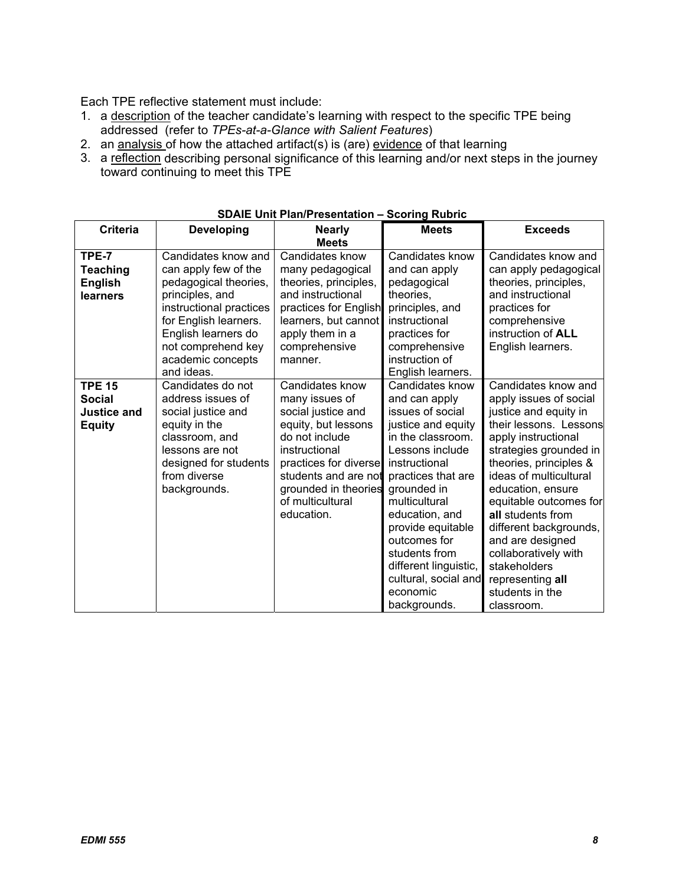Each TPE reflective statement must include:

1. a description of the teacher candidate's learning with respect to the specific TPE being addressed (refer to *TPEs-at-a-Glance with Salient Features*)
2. an analysis of how the attached artifact(s) is (are) evidence of that learning
3. a reflection describing personal significance of this learning and/or next steps in the journey toward continuing to meet this TPE

**SDAIE Unit Plan/Presentation – Scoring Rubric**

| Criteria | Developing | Nearly Meets | Meets | Exceeds |
|---|---|---|---|---|
| **TPE-7 Teaching English learners** | Candidates know and can apply few of the pedagogical theories, principles, and instructional practices for English learners. English learners do not comprehend key academic concepts and ideas. | Candidates know many pedagogical theories, principles, and instructional practices for English learners, but cannot apply them in a comprehensive manner. | Candidates know and can apply pedagogical theories, principles, and instructional practices for comprehensive instruction of English learners. | Candidates know and can apply pedagogical theories, principles, and instructional practices for comprehensive instruction of **ALL** English learners. |
| **TPE 15 Social Justice and Equity** | Candidates do not address issues of social justice and equity in the classroom, and lessons are not designed for students from diverse backgrounds. | Candidates know many issues of social justice and equity, but lessons do not include instructional practices for diverse students and are not grounded in theories of multicultural education. | Candidates know and can apply issues of social justice and equity in the classroom. Lessons include instructional practices that are grounded in multicultural education, and provide equitable outcomes for students from different linguistic, cultural, social and economic backgrounds. | Candidates know and apply issues of social justice and equity in their lessons. Lessons apply instructional strategies grounded in theories, principles & ideas of multicultural education, ensure equitable outcomes for **all** students from different backgrounds, and are designed collaboratively with stakeholders representing **all** students in the classroom. |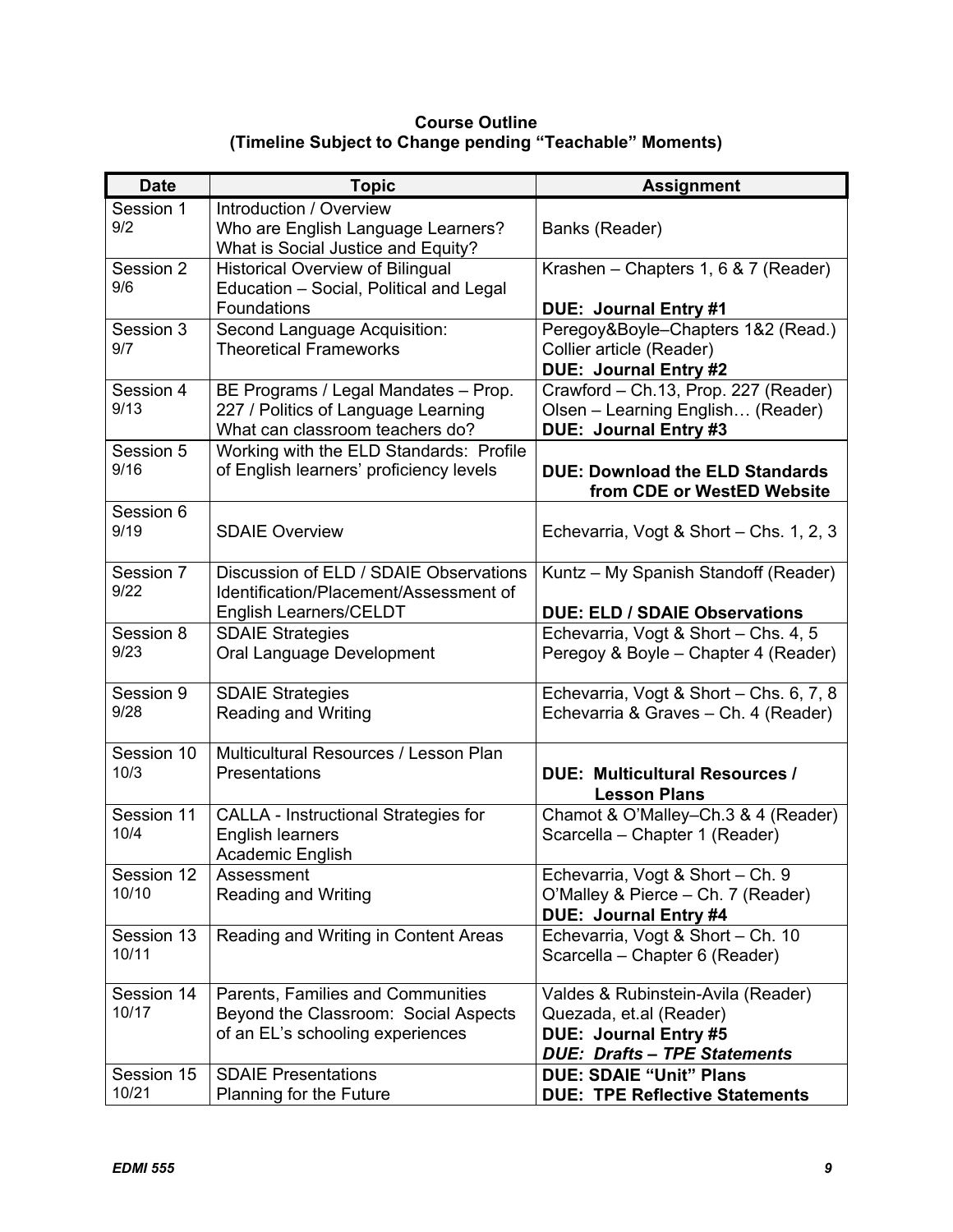**Course Outline**
**(Timeline Subject to Change pending "Teachable" Moments)**

| Date | Topic | Assignment |
|---|---|---|
| Session 1 9/2 | Introduction / Overview Who are English Language Learners? What is Social Justice and Equity? | Banks (Reader) |
| Session 2 9/6 | Historical Overview of Bilingual Education – Social, Political and Legal Foundations | Krashen – Chapters 1, 6 & 7 (Reader) **DUE: Journal Entry #1** |
| Session 3 9/7 | Second Language Acquisition: Theoretical Frameworks | Peregoy&Boyle–Chapters 1&2 (Read.) Collier article (Reader) **DUE: Journal Entry #2** |
| Session 4 9/13 | BE Programs / Legal Mandates – Prop. 227 / Politics of Language Learning What can classroom teachers do? | Crawford – Ch.13, Prop. 227 (Reader) Olsen – Learning English… (Reader) **DUE: Journal Entry #3** |
| Session 5 9/16 | Working with the ELD Standards: Profile of English learners' proficiency levels | **DUE: Download the ELD Standards from CDE or WestED Website** |
| Session 6 9/19 | SDAIE Overview | Echevarria, Vogt & Short – Chs. 1, 2, 3 |
| Session 7 9/22 | Discussion of ELD / SDAIE Observations Identification/Placement/Assessment of English Learners/CELDT | Kuntz – My Spanish Standoff (Reader) **DUE: ELD / SDAIE Observations** |
| Session 8 9/23 | SDAIE Strategies Oral Language Development | Echevarria, Vogt & Short – Chs. 4, 5 Peregoy & Boyle – Chapter 4 (Reader) |
| Session 9 9/28 | SDAIE Strategies Reading and Writing | Echevarria, Vogt & Short – Chs. 6, 7, 8 Echevarria & Graves – Ch. 4 (Reader) |
| Session 10 10/3 | Multicultural Resources / Lesson Plan Presentations | **DUE: Multicultural Resources / Lesson Plans** |
| Session 11 10/4 | CALLA - Instructional Strategies for English learners Academic English | Chamot & O'Malley–Ch.3 & 4 (Reader) Scarcella – Chapter 1 (Reader) |
| Session 12 10/10 | Assessment Reading and Writing | Echevarria, Vogt & Short – Ch. 9 O'Malley & Pierce – Ch. 7 (Reader) **DUE: Journal Entry #4** |
| Session 13 10/11 | Reading and Writing in Content Areas | Echevarria, Vogt & Short – Ch. 10 Scarcella – Chapter 6 (Reader) |
| Session 14 10/17 | Parents, Families and Communities Beyond the Classroom: Social Aspects of an EL's schooling experiences | Valdes & Rubinstein-Avila (Reader) Quezada, et.al (Reader) **DUE: Journal Entry #5** ***DUE: Drafts – TPE Statements*** |
| Session 15 10/21 | SDAIE Presentations Planning for the Future | **DUE: SDAIE "Unit" Plans** **DUE: TPE Reflective Statements** |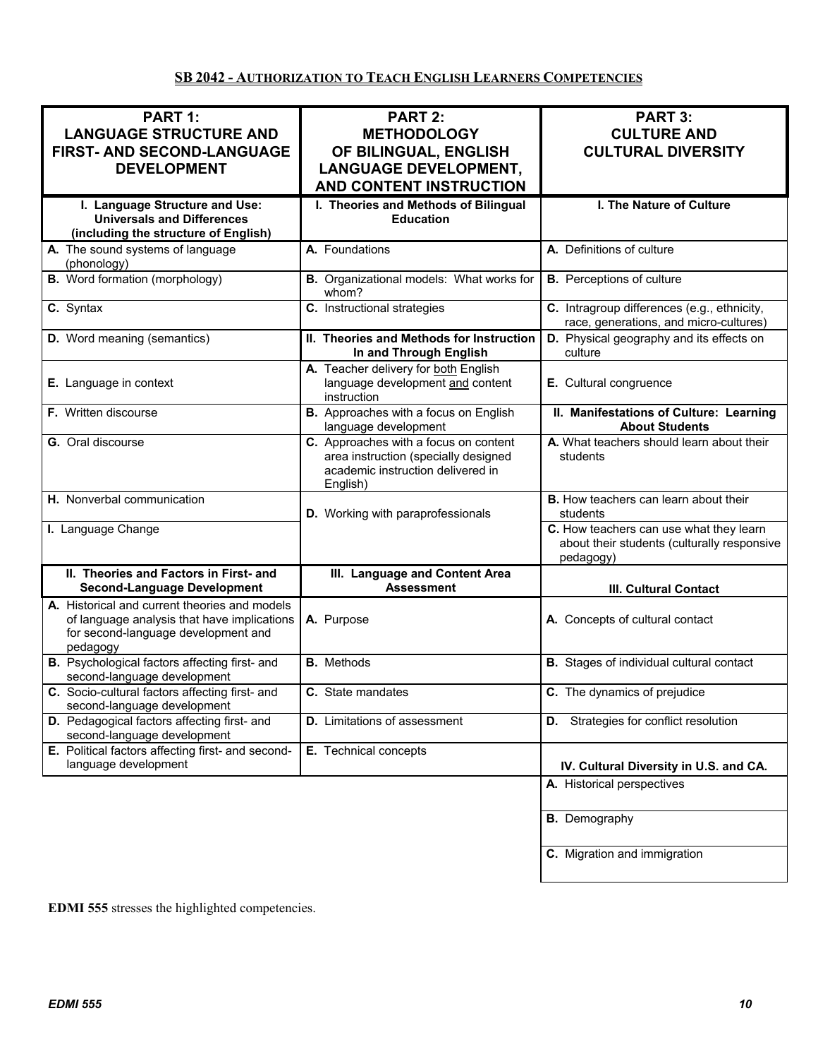## SB 2042 - Authorization to Teach English Learners Competencies

| PART 1: LANGUAGE STRUCTURE AND FIRST- AND SECOND-LANGUAGE DEVELOPMENT | PART 2: METHODOLOGY OF BILINGUAL, ENGLISH LANGUAGE DEVELOPMENT, AND CONTENT INSTRUCTION | PART 3: CULTURE AND CULTURAL DIVERSITY |
|---|---|---|
| **I. Language Structure and Use: Universals and Differences (including the structure of English)** | **I. Theories and Methods of Bilingual Education** | **I. The Nature of Culture** |
| **A.** The sound systems of language (phonology) | **A.** Foundations | **A.** Definitions of culture |
| **B.** Word formation (morphology) | **B.** Organizational models: What works for whom? | **B.** Perceptions of culture |
| **C.** Syntax | **C.** Instructional strategies | **C.** Intragroup differences (e.g., ethnicity, race, generations, and micro-cultures) |
| **D.** Word meaning (semantics) | **II. Theories and Methods for Instruction In and Through English** | **D.** Physical geography and its effects on culture |
| **E.** Language in context | **A.** Teacher delivery for both English language development and content instruction | **E.** Cultural congruence |
| **F.** Written discourse | **B.** Approaches with a focus on English language development | **II. Manifestations of Culture: Learning About Students** |
| **G.** Oral discourse | **C.** Approaches with a focus on content area instruction (specially designed academic instruction delivered in English) | **A.** What teachers should learn about their students |
| **H.** Nonverbal communication | **D.** Working with paraprofessionals | **B.** How teachers can learn about their students |
| **I.** Language Change | | **C.** How teachers can use what they learn about their students (culturally responsive pedagogy) |
| **II. Theories and Factors in First- and Second-Language Development** | **III. Language and Content Area Assessment** | **III. Cultural Contact** |
| **A.** Historical and current theories and models of language analysis that have implications for second-language development and pedagogy | **A.** Purpose | **A.** Concepts of cultural contact |
| **B.** Psychological factors affecting first- and second-language development | **B.** Methods | **B.** Stages of individual cultural contact |
| **C.** Socio-cultural factors affecting first- and second-language development | **C.** State mandates | **C.** The dynamics of prejudice |
| **D.** Pedagogical factors affecting first- and second-language development | **D.** Limitations of assessment | **D.** Strategies for conflict resolution |
| **E.** Political factors affecting first- and second-language development | **E.** Technical concepts | **IV. Cultural Diversity in U.S. and CA.** |
| | | **A.** Historical perspectives |
| | | **B.** Demography |
| | | **C.** Migration and immigration |

**EDMI 555** stresses the highlighted competencies.